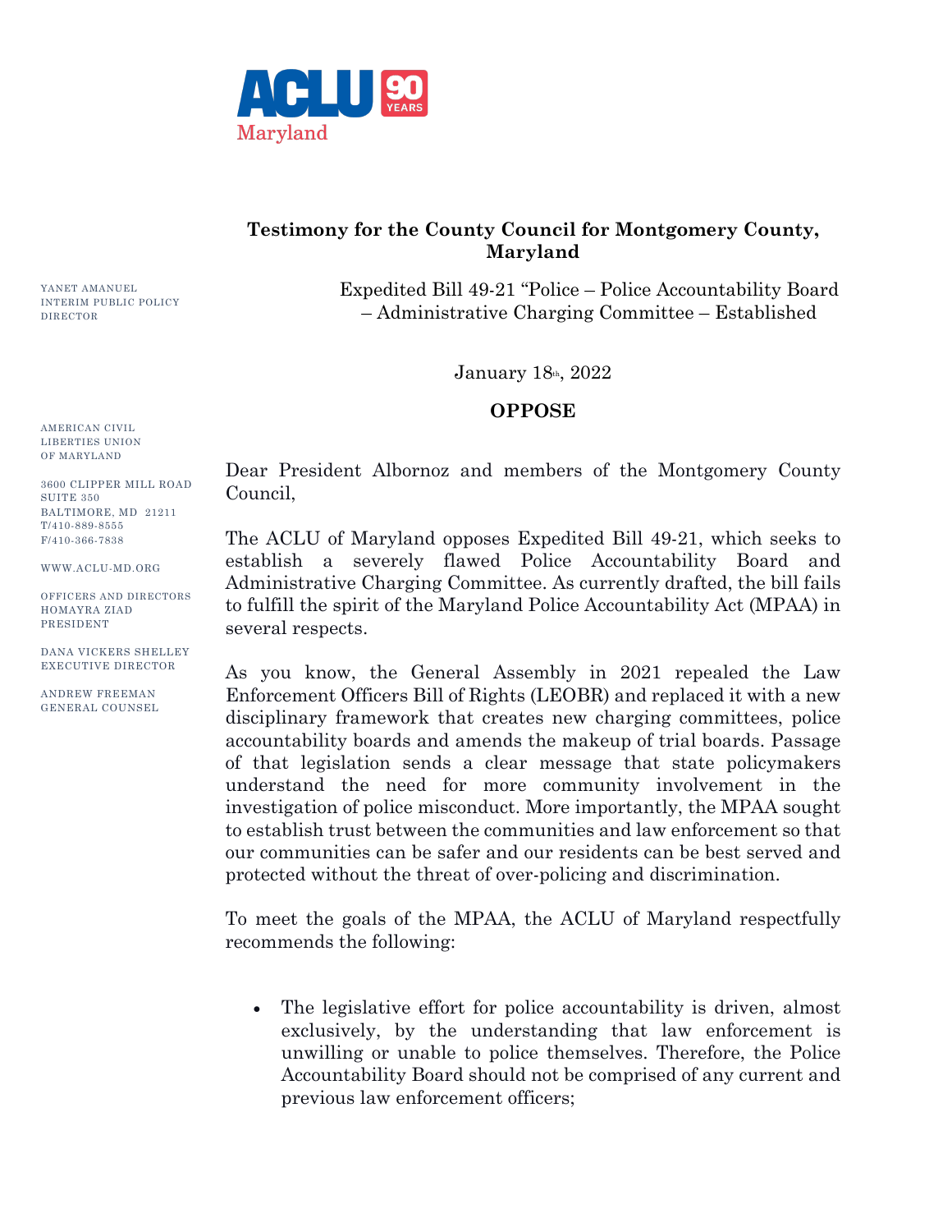ACLU 90 YEARS
Maryland

**Testimony for the County Council for Montgomery County, Maryland**

Expedited Bill 49-21 "Police – Police Accountability Board – Administrative Charging Committee – Established

January 18th, 2022

**OPPOSE**

YANET AMANUEL
INTERIM PUBLIC POLICY DIRECTOR

AMERICAN CIVIL LIBERTIES UNION OF MARYLAND

3600 CLIPPER MILL ROAD
SUITE 350
BALTIMORE, MD 21211
T/410-889-8555
F/410-366-7838

WWW.ACLU-MD.ORG

OFFICERS AND DIRECTORS
HOMAYRA ZIAD
PRESIDENT

DANA VICKERS SHELLEY
EXECUTIVE DIRECTOR

ANDREW FREEMAN
GENERAL COUNSEL

Dear President Albornoz and members of the Montgomery County Council,

The ACLU of Maryland opposes Expedited Bill 49-21, which seeks to establish a severely flawed Police Accountability Board and Administrative Charging Committee. As currently drafted, the bill fails to fulfill the spirit of the Maryland Police Accountability Act (MPAA) in several respects.

As you know, the General Assembly in 2021 repealed the Law Enforcement Officers Bill of Rights (LEOBR) and replaced it with a new disciplinary framework that creates new charging committees, police accountability boards and amends the makeup of trial boards. Passage of that legislation sends a clear message that state policymakers understand the need for more community involvement in the investigation of police misconduct. More importantly, the MPAA sought to establish trust between the communities and law enforcement so that our communities can be safer and our residents can be best served and protected without the threat of over-policing and discrimination.

To meet the goals of the MPAA, the ACLU of Maryland respectfully recommends the following:

- The legislative effort for police accountability is driven, almost exclusively, by the understanding that law enforcement is unwilling or unable to police themselves. Therefore, the Police Accountability Board should not be comprised of any current and previous law enforcement officers;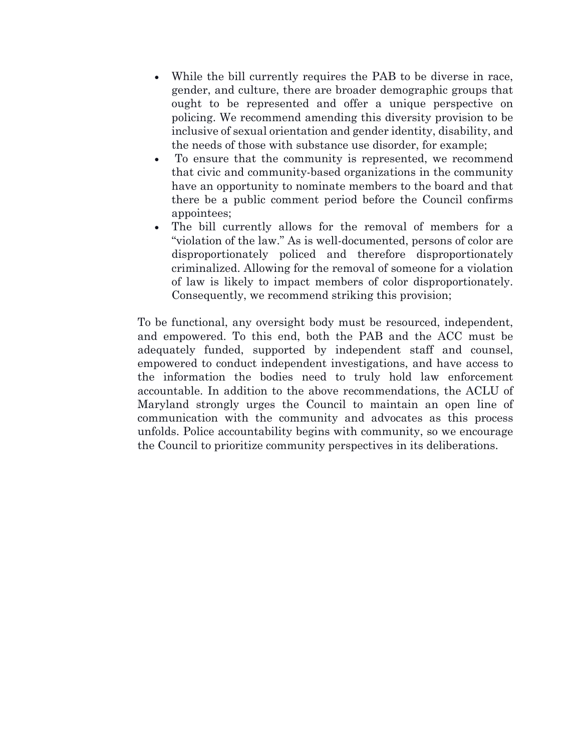- While the bill currently requires the PAB to be diverse in race, gender, and culture, there are broader demographic groups that ought to be represented and offer a unique perspective on policing. We recommend amending this diversity provision to be inclusive of sexual orientation and gender identity, disability, and the needs of those with substance use disorder, for example;
- To ensure that the community is represented, we recommend that civic and community-based organizations in the community have an opportunity to nominate members to the board and that there be a public comment period before the Council confirms appointees;
- The bill currently allows for the removal of members for a "violation of the law." As is well-documented, persons of color are disproportionately policed and therefore disproportionately criminalized. Allowing for the removal of someone for a violation of law is likely to impact members of color disproportionately. Consequently, we recommend striking this provision;

To be functional, any oversight body must be resourced, independent, and empowered. To this end, both the PAB and the ACC must be adequately funded, supported by independent staff and counsel, empowered to conduct independent investigations, and have access to the information the bodies need to truly hold law enforcement accountable. In addition to the above recommendations, the ACLU of Maryland strongly urges the Council to maintain an open line of communication with the community and advocates as this process unfolds. Police accountability begins with community, so we encourage the Council to prioritize community perspectives in its deliberations.